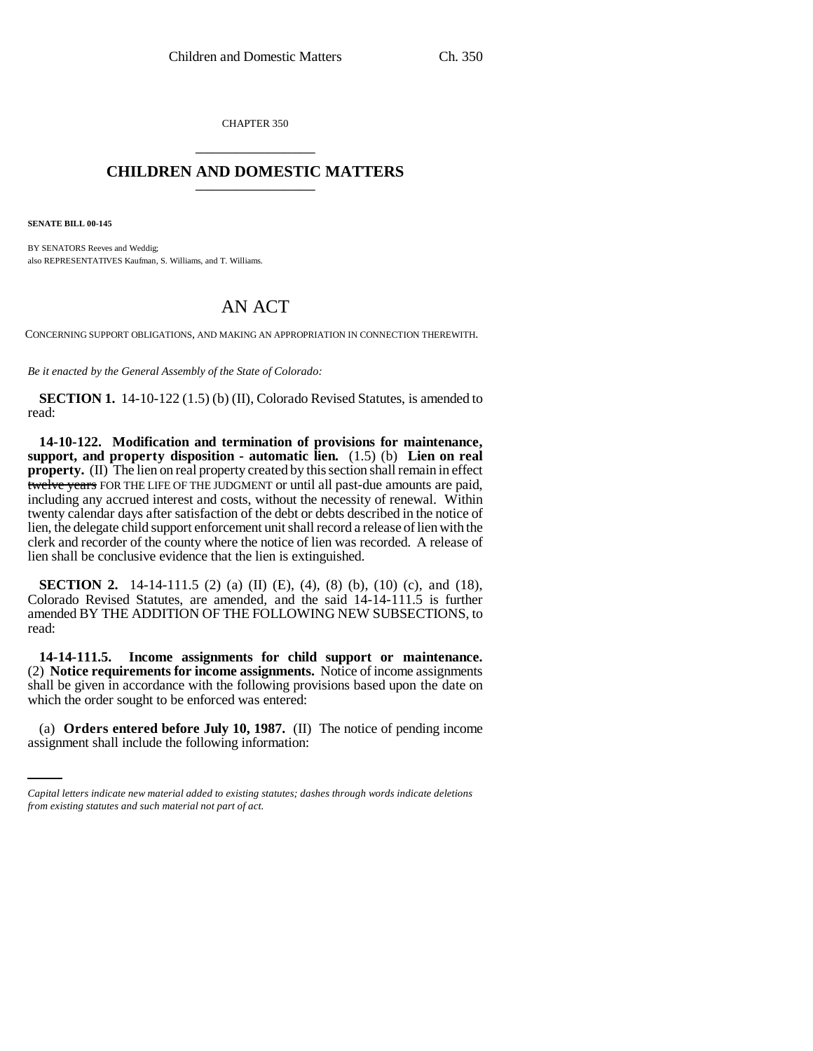CHAPTER 350

## CHILDREN AND DOMESTIC MATTERS

**SENATE BILL 00-145**

BY SENATORS Reeves and Weddig;
also REPRESENTATIVES Kaufman, S. Williams, and T. Williams.

# AN ACT

CONCERNING SUPPORT OBLIGATIONS, AND MAKING AN APPROPRIATION IN CONNECTION THEREWITH.

*Be it enacted by the General Assembly of the State of Colorado:*

**SECTION 1.** 14-10-122 (1.5) (b) (II), Colorado Revised Statutes, is amended to read:

**14-10-122. Modification and termination of provisions for maintenance, support, and property disposition - automatic lien.** (1.5) (b) **Lien on real property.** (II) The lien on real property created by this section shall remain in effect ~~twelve years~~ FOR THE LIFE OF THE JUDGMENT or until all past-due amounts are paid, including any accrued interest and costs, without the necessity of renewal. Within twenty calendar days after satisfaction of the debt or debts described in the notice of lien, the delegate child support enforcement unit shall record a release of lien with the clerk and recorder of the county where the notice of lien was recorded. A release of lien shall be conclusive evidence that the lien is extinguished.

**SECTION 2.** 14-14-111.5 (2) (a) (II) (E), (4), (8) (b), (10) (c), and (18), Colorado Revised Statutes, are amended, and the said 14-14-111.5 is further amended BY THE ADDITION OF THE FOLLOWING NEW SUBSECTIONS, to read:

**14-14-111.5. Income assignments for child support or maintenance.** (2) **Notice requirements for income assignments.** Notice of income assignments shall be given in accordance with the following provisions based upon the date on which the order sought to be enforced was entered:

(a) **Orders entered before July 10, 1987.** (II) The notice of pending income assignment shall include the following information:

*Capital letters indicate new material added to existing statutes; dashes through words indicate deletions from existing statutes and such material not part of act.*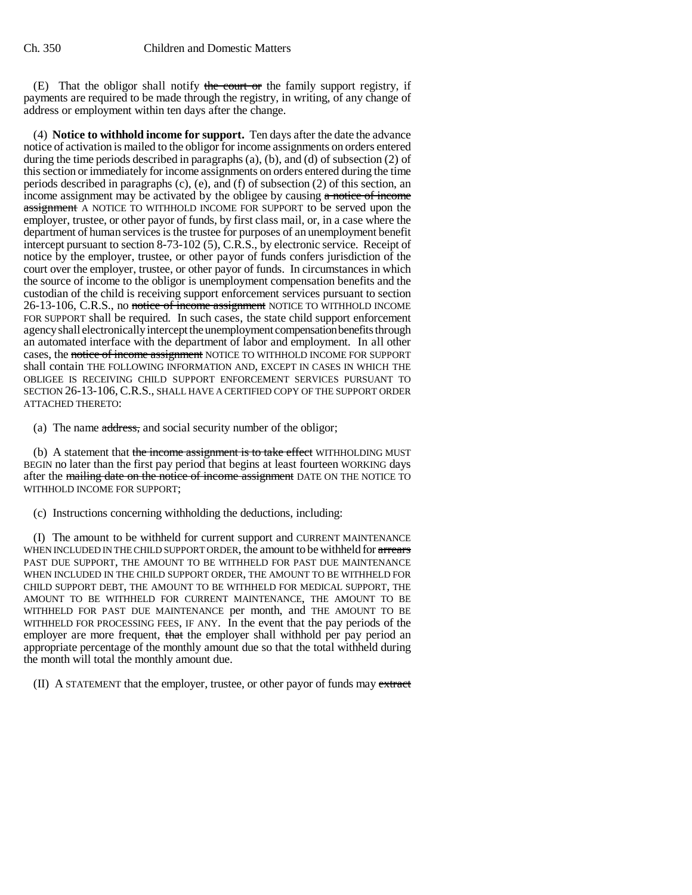(E) That the obligor shall notify ~~the court or~~ the family support registry, if payments are required to be made through the registry, in writing, of any change of address or employment within ten days after the change.

(4) **Notice to withhold income for support.** Ten days after the date the advance notice of activation is mailed to the obligor for income assignments on orders entered during the time periods described in paragraphs (a), (b), and (d) of subsection (2) of this section or immediately for income assignments on orders entered during the time periods described in paragraphs (c), (e), and (f) of subsection (2) of this section, an income assignment may be activated by the obligee by causing ~~a notice of income assignment~~ A NOTICE TO WITHHOLD INCOME FOR SUPPORT to be served upon the employer, trustee, or other payor of funds, by first class mail, or, in a case where the department of human services is the trustee for purposes of an unemployment benefit intercept pursuant to section 8-73-102 (5), C.R.S., by electronic service. Receipt of notice by the employer, trustee, or other payor of funds confers jurisdiction of the court over the employer, trustee, or other payor of funds. In circumstances in which the source of income to the obligor is unemployment compensation benefits and the custodian of the child is receiving support enforcement services pursuant to section 26-13-106, C.R.S., no ~~notice of income assignment~~ NOTICE TO WITHHOLD INCOME FOR SUPPORT shall be required. In such cases, the state child support enforcement agency shall electronically intercept the unemployment compensation benefits through an automated interface with the department of labor and employment. In all other cases, the ~~notice of income assignment~~ NOTICE TO WITHHOLD INCOME FOR SUPPORT shall contain THE FOLLOWING INFORMATION AND, EXCEPT IN CASES IN WHICH THE OBLIGEE IS RECEIVING CHILD SUPPORT ENFORCEMENT SERVICES PURSUANT TO SECTION 26-13-106, C.R.S., SHALL HAVE A CERTIFIED COPY OF THE SUPPORT ORDER ATTACHED THERETO:

(a) The name ~~address,~~ and social security number of the obligor;

(b) A statement that ~~the income assignment is to take effect~~ WITHHOLDING MUST BEGIN no later than the first pay period that begins at least fourteen WORKING days after the ~~mailing date on the notice of income assignment~~ DATE ON THE NOTICE TO WITHHOLD INCOME FOR SUPPORT;

(c) Instructions concerning withholding the deductions, including:

(I) The amount to be withheld for current support and CURRENT MAINTENANCE WHEN INCLUDED IN THE CHILD SUPPORT ORDER, the amount to be withheld for ~~arrears~~ PAST DUE SUPPORT, THE AMOUNT TO BE WITHHELD FOR PAST DUE MAINTENANCE WHEN INCLUDED IN THE CHILD SUPPORT ORDER, THE AMOUNT TO BE WITHHELD FOR CHILD SUPPORT DEBT, THE AMOUNT TO BE WITHHELD FOR MEDICAL SUPPORT, THE AMOUNT TO BE WITHHELD FOR CURRENT MAINTENANCE, THE AMOUNT TO BE WITHHELD FOR PAST DUE MAINTENANCE per month, and THE AMOUNT TO BE WITHHELD FOR PROCESSING FEES, IF ANY. In the event that the pay periods of the employer are more frequent, ~~that~~ the employer shall withhold per pay period an appropriate percentage of the monthly amount due so that the total withheld during the month will total the monthly amount due.

(II) A STATEMENT that the employer, trustee, or other payor of funds may ~~extract~~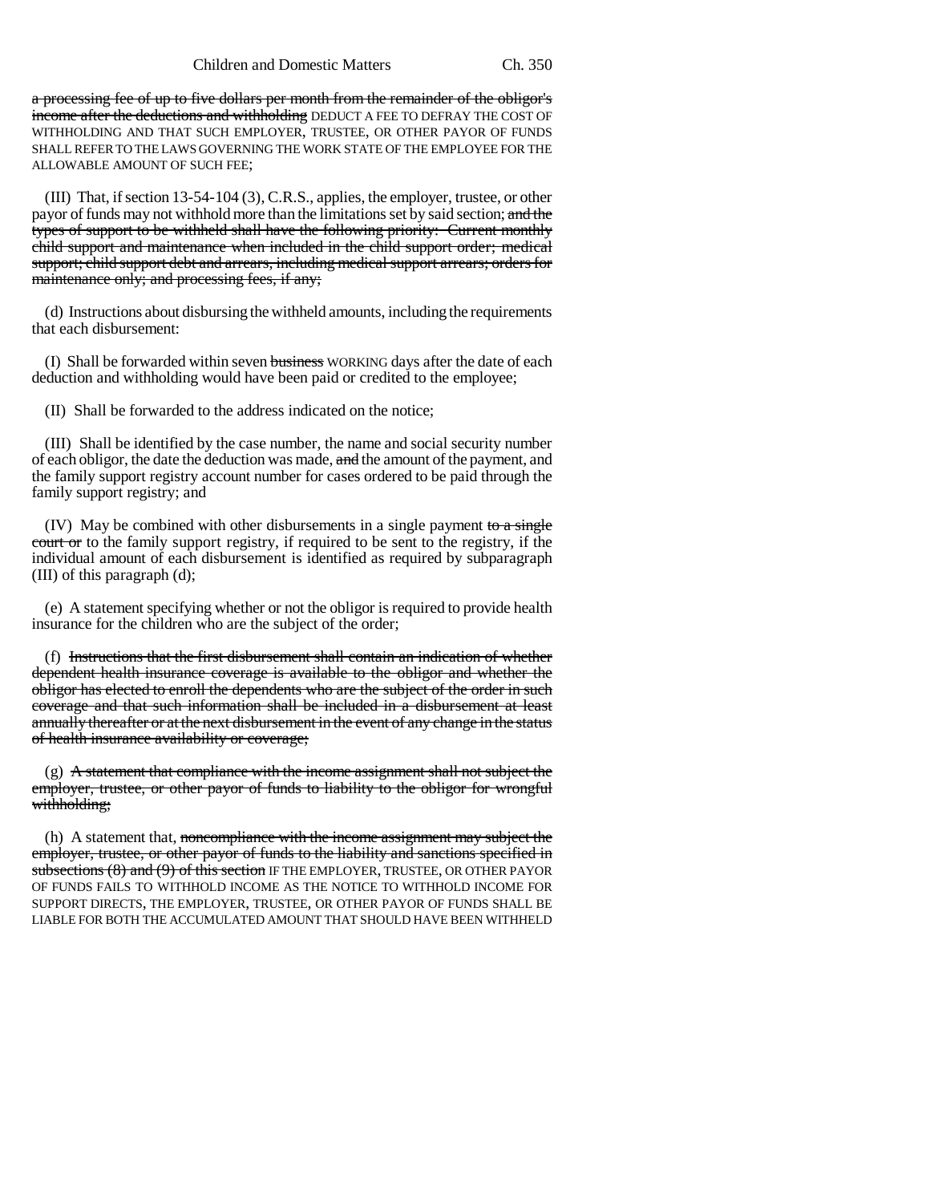a processing fee of up to five dollars per month from the remainder of the obligor's income after the deductions and withholding DEDUCT A FEE TO DEFRAY THE COST OF WITHHOLDING AND THAT SUCH EMPLOYER, TRUSTEE, OR OTHER PAYOR OF FUNDS SHALL REFER TO THE LAWS GOVERNING THE WORK STATE OF THE EMPLOYEE FOR THE ALLOWABLE AMOUNT OF SUCH FEE;

(III) That, if section 13-54-104 (3), C.R.S., applies, the employer, trustee, or other payor of funds may not withhold more than the limitations set by said section; and the types of support to be withheld shall have the following priority: Current monthly child support and maintenance when included in the child support order; medical support; child support debt and arrears, including medical support arrears; orders for maintenance only; and processing fees, if any;

(d) Instructions about disbursing the withheld amounts, including the requirements that each disbursement:

(I) Shall be forwarded within seven business WORKING days after the date of each deduction and withholding would have been paid or credited to the employee;

(II) Shall be forwarded to the address indicated on the notice;

(III) Shall be identified by the case number, the name and social security number of each obligor, the date the deduction was made, and the amount of the payment, and the family support registry account number for cases ordered to be paid through the family support registry; and

(IV) May be combined with other disbursements in a single payment to a single court or to the family support registry, if required to be sent to the registry, if the individual amount of each disbursement is identified as required by subparagraph (III) of this paragraph (d);

(e) A statement specifying whether or not the obligor is required to provide health insurance for the children who are the subject of the order;

(f) Instructions that the first disbursement shall contain an indication of whether dependent health insurance coverage is available to the obligor and whether the obligor has elected to enroll the dependents who are the subject of the order in such coverage and that such information shall be included in a disbursement at least annually thereafter or at the next disbursement in the event of any change in the status of health insurance availability or coverage;

(g) A statement that compliance with the income assignment shall not subject the employer, trustee, or other payor of funds to liability to the obligor for wrongful withholding;

(h) A statement that, noncompliance with the income assignment may subject the employer, trustee, or other payor of funds to the liability and sanctions specified in subsections (8) and (9) of this section IF THE EMPLOYER, TRUSTEE, OR OTHER PAYOR OF FUNDS FAILS TO WITHHOLD INCOME AS THE NOTICE TO WITHHOLD INCOME FOR SUPPORT DIRECTS, THE EMPLOYER, TRUSTEE, OR OTHER PAYOR OF FUNDS SHALL BE LIABLE FOR BOTH THE ACCUMULATED AMOUNT THAT SHOULD HAVE BEEN WITHHELD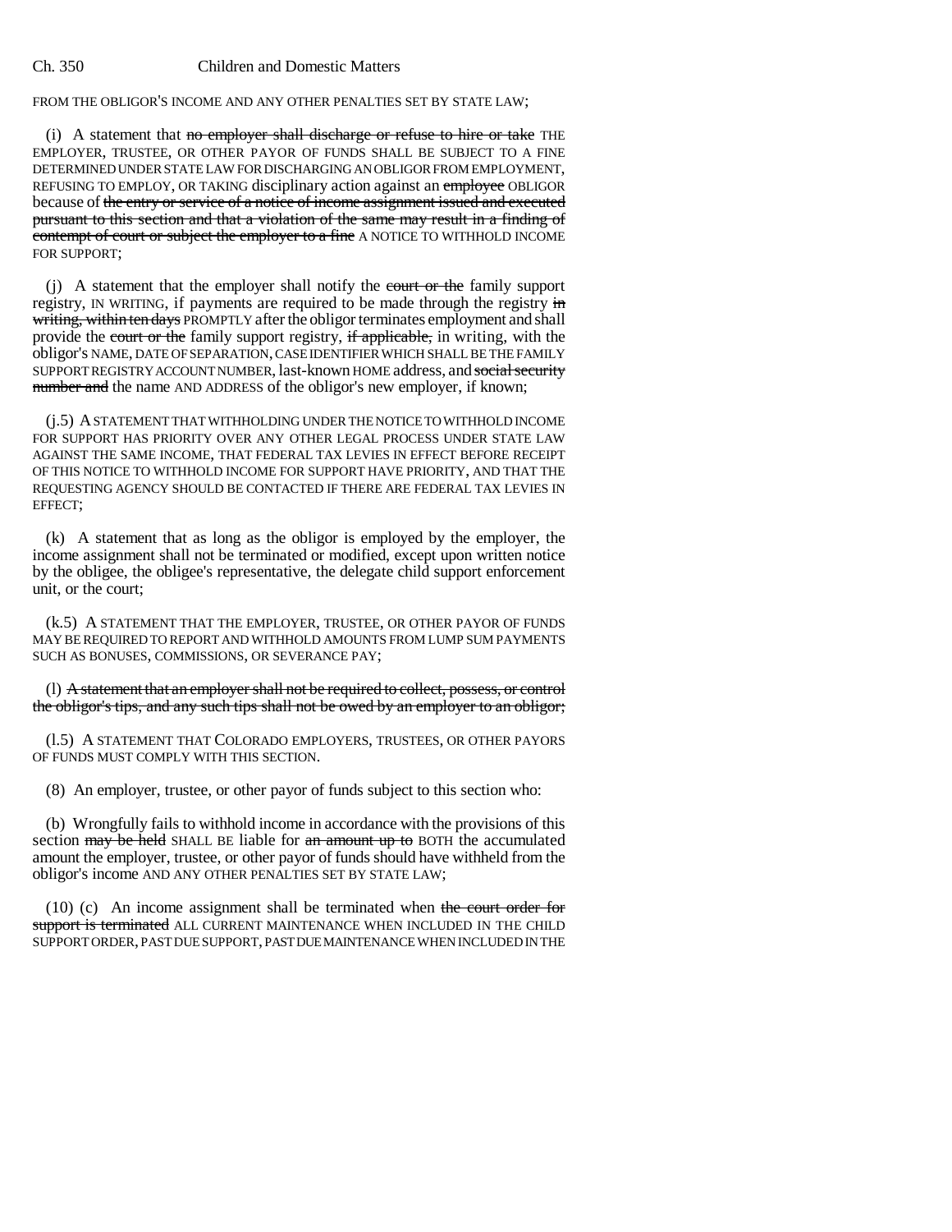FROM THE OBLIGOR'S INCOME AND ANY OTHER PENALTIES SET BY STATE LAW;

(i) A statement that ~~no employer shall discharge or refuse to hire or take~~ THE EMPLOYER, TRUSTEE, OR OTHER PAYOR OF FUNDS SHALL BE SUBJECT TO A FINE DETERMINED UNDER STATE LAW FOR DISCHARGING AN OBLIGOR FROM EMPLOYMENT, REFUSING TO EMPLOY, OR TAKING disciplinary action against an ~~employee~~ OBLIGOR because of ~~the entry or service of a notice of income assignment issued and executed pursuant to this section and that a violation of the same may result in a finding of contempt of court or subject the employer to a fine~~ A NOTICE TO WITHHOLD INCOME FOR SUPPORT;

(j) A statement that the employer shall notify the ~~court or the~~ family support registry, IN WRITING, if payments are required to be made through the registry ~~in writing, within ten days~~ PROMPTLY after the obligor terminates employment and shall provide the ~~court or the~~ family support registry, ~~if applicable,~~ in writing, with the obligor's NAME, DATE OF SEPARATION, CASE IDENTIFIER WHICH SHALL BE THE FAMILY SUPPORT REGISTRY ACCOUNT NUMBER, last-known HOME address, and ~~social security number and~~ the name AND ADDRESS of the obligor's new employer, if known;

(j.5) A STATEMENT THAT WITHHOLDING UNDER THE NOTICE TO WITHHOLD INCOME FOR SUPPORT HAS PRIORITY OVER ANY OTHER LEGAL PROCESS UNDER STATE LAW AGAINST THE SAME INCOME, THAT FEDERAL TAX LEVIES IN EFFECT BEFORE RECEIPT OF THIS NOTICE TO WITHHOLD INCOME FOR SUPPORT HAVE PRIORITY, AND THAT THE REQUESTING AGENCY SHOULD BE CONTACTED IF THERE ARE FEDERAL TAX LEVIES IN EFFECT;

(k) A statement that as long as the obligor is employed by the employer, the income assignment shall not be terminated or modified, except upon written notice by the obligee, the obligee's representative, the delegate child support enforcement unit, or the court;

(k.5) A STATEMENT THAT THE EMPLOYER, TRUSTEE, OR OTHER PAYOR OF FUNDS MAY BE REQUIRED TO REPORT AND WITHHOLD AMOUNTS FROM LUMP SUM PAYMENTS SUCH AS BONUSES, COMMISSIONS, OR SEVERANCE PAY;

(l) ~~A statement that an employer shall not be required to collect, possess, or control the obligor's tips, and any such tips shall not be owed by an employer to an obligor;~~

(l.5) A STATEMENT THAT COLORADO EMPLOYERS, TRUSTEES, OR OTHER PAYORS OF FUNDS MUST COMPLY WITH THIS SECTION.

(8) An employer, trustee, or other payor of funds subject to this section who:

(b) Wrongfully fails to withhold income in accordance with the provisions of this section ~~may be held~~ SHALL BE liable for ~~an amount up to~~ BOTH the accumulated amount the employer, trustee, or other payor of funds should have withheld from the obligor's income AND ANY OTHER PENALTIES SET BY STATE LAW;

(10) (c) An income assignment shall be terminated when ~~the court order for support is terminated~~ ALL CURRENT MAINTENANCE WHEN INCLUDED IN THE CHILD SUPPORT ORDER, PAST DUE SUPPORT, PAST DUE MAINTENANCE WHEN INCLUDED IN THE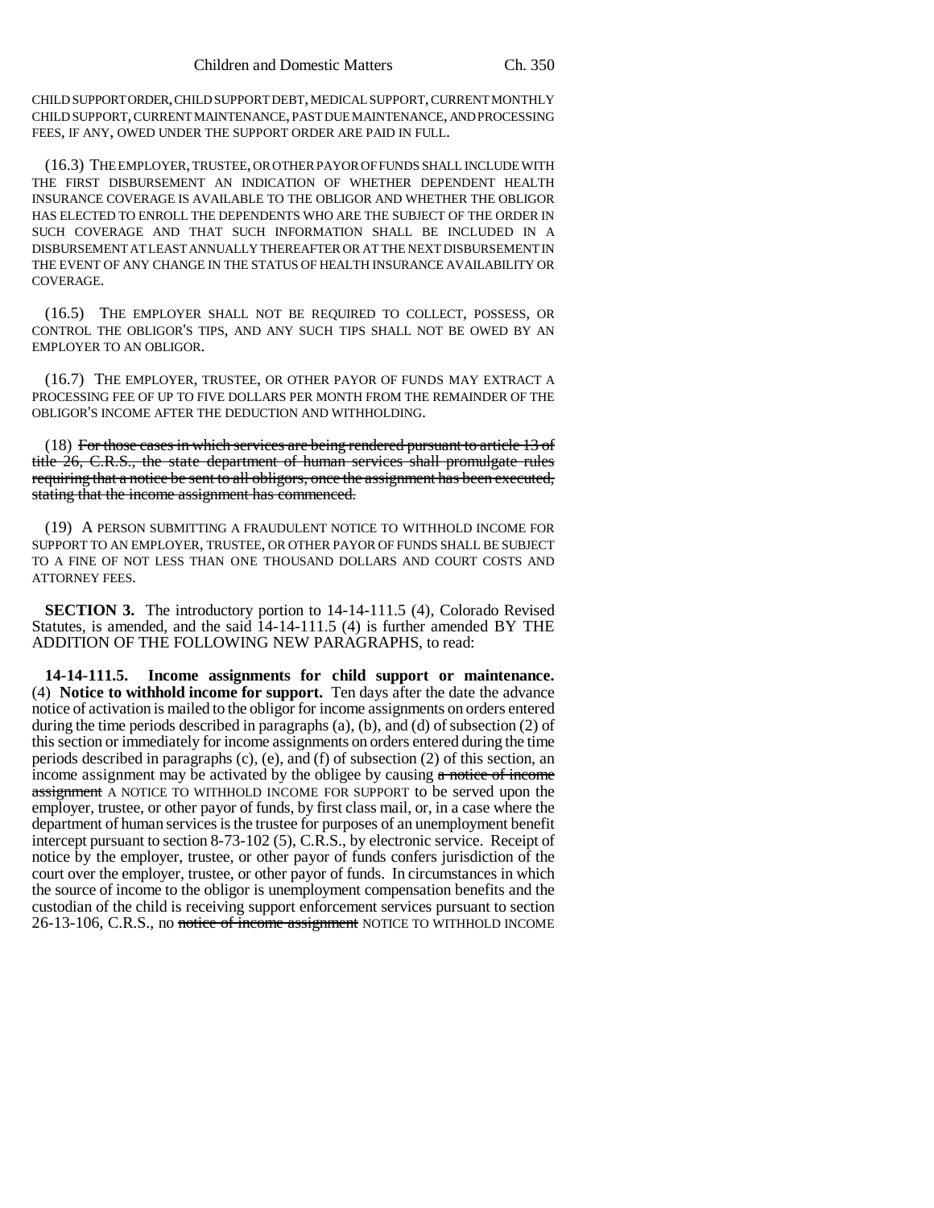CHILD SUPPORT ORDER, CHILD SUPPORT DEBT, MEDICAL SUPPORT, CURRENT MONTHLY CHILD SUPPORT, CURRENT MAINTENANCE, PAST DUE MAINTENANCE, AND PROCESSING FEES, IF ANY, OWED UNDER THE SUPPORT ORDER ARE PAID IN FULL.

(16.3) THE EMPLOYER, TRUSTEE, OR OTHER PAYOR OF FUNDS SHALL INCLUDE WITH THE FIRST DISBURSEMENT AN INDICATION OF WHETHER DEPENDENT HEALTH INSURANCE COVERAGE IS AVAILABLE TO THE OBLIGOR AND WHETHER THE OBLIGOR HAS ELECTED TO ENROLL THE DEPENDENTS WHO ARE THE SUBJECT OF THE ORDER IN SUCH COVERAGE AND THAT SUCH INFORMATION SHALL BE INCLUDED IN A DISBURSEMENT AT LEAST ANNUALLY THEREAFTER OR AT THE NEXT DISBURSEMENT IN THE EVENT OF ANY CHANGE IN THE STATUS OF HEALTH INSURANCE AVAILABILITY OR COVERAGE.

(16.5) THE EMPLOYER SHALL NOT BE REQUIRED TO COLLECT, POSSESS, OR CONTROL THE OBLIGOR'S TIPS, AND ANY SUCH TIPS SHALL NOT BE OWED BY AN EMPLOYER TO AN OBLIGOR.

(16.7) THE EMPLOYER, TRUSTEE, OR OTHER PAYOR OF FUNDS MAY EXTRACT A PROCESSING FEE OF UP TO FIVE DOLLARS PER MONTH FROM THE REMAINDER OF THE OBLIGOR'S INCOME AFTER THE DEDUCTION AND WITHHOLDING.

(18) ~~For those cases in which services are being rendered pursuant to article 13 of title 26, C.R.S., the state department of human services shall promulgate rules requiring that a notice be sent to all obligors, once the assignment has been executed, stating that the income assignment has commenced.~~

(19) A PERSON SUBMITTING A FRAUDULENT NOTICE TO WITHHOLD INCOME FOR SUPPORT TO AN EMPLOYER, TRUSTEE, OR OTHER PAYOR OF FUNDS SHALL BE SUBJECT TO A FINE OF NOT LESS THAN ONE THOUSAND DOLLARS AND COURT COSTS AND ATTORNEY FEES.

**SECTION 3.** The introductory portion to 14-14-111.5 (4), Colorado Revised Statutes, is amended, and the said 14-14-111.5 (4) is further amended BY THE ADDITION OF THE FOLLOWING NEW PARAGRAPHS, to read:

**14-14-111.5. Income assignments for child support or maintenance.** (4) **Notice to withhold income for support.** Ten days after the date the advance notice of activation is mailed to the obligor for income assignments on orders entered during the time periods described in paragraphs (a), (b), and (d) of subsection (2) of this section or immediately for income assignments on orders entered during the time periods described in paragraphs (c), (e), and (f) of subsection (2) of this section, an income assignment may be activated by the obligee by causing ~~a notice of income assignment~~ A NOTICE TO WITHHOLD INCOME FOR SUPPORT to be served upon the employer, trustee, or other payor of funds, by first class mail, or, in a case where the department of human services is the trustee for purposes of an unemployment benefit intercept pursuant to section 8-73-102 (5), C.R.S., by electronic service. Receipt of notice by the employer, trustee, or other payor of funds confers jurisdiction of the court over the employer, trustee, or other payor of funds. In circumstances in which the source of income to the obligor is unemployment compensation benefits and the custodian of the child is receiving support enforcement services pursuant to section 26-13-106, C.R.S., no ~~notice of income assignment~~ NOTICE TO WITHHOLD INCOME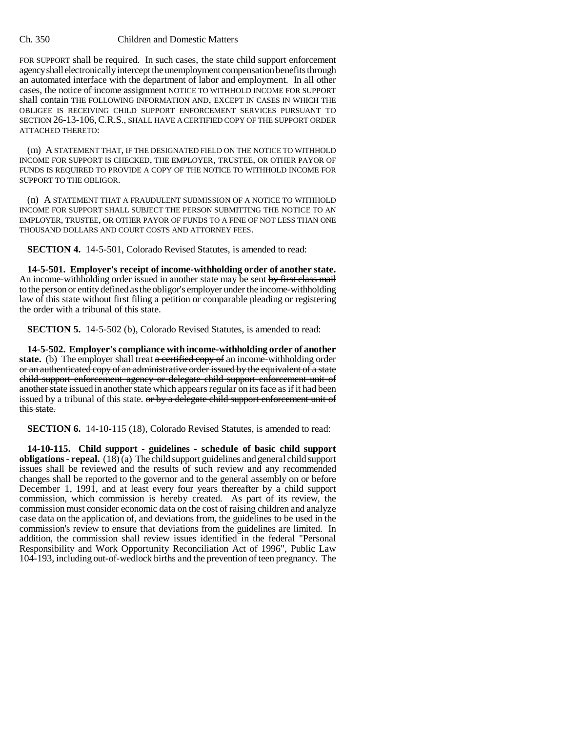FOR SUPPORT shall be required. In such cases, the state child support enforcement agency shall electronically intercept the unemployment compensation benefits through an automated interface with the department of labor and employment. In all other cases, the ~~notice of income assignment~~ NOTICE TO WITHHOLD INCOME FOR SUPPORT shall contain THE FOLLOWING INFORMATION AND, EXCEPT IN CASES IN WHICH THE OBLIGEE IS RECEIVING CHILD SUPPORT ENFORCEMENT SERVICES PURSUANT TO SECTION 26-13-106, C.R.S., SHALL HAVE A CERTIFIED COPY OF THE SUPPORT ORDER ATTACHED THERETO:

(m) A STATEMENT THAT, IF THE DESIGNATED FIELD ON THE NOTICE TO WITHHOLD INCOME FOR SUPPORT IS CHECKED, THE EMPLOYER, TRUSTEE, OR OTHER PAYOR OF FUNDS IS REQUIRED TO PROVIDE A COPY OF THE NOTICE TO WITHHOLD INCOME FOR SUPPORT TO THE OBLIGOR.

(n) A STATEMENT THAT A FRAUDULENT SUBMISSION OF A NOTICE TO WITHHOLD INCOME FOR SUPPORT SHALL SUBJECT THE PERSON SUBMITTING THE NOTICE TO AN EMPLOYER, TRUSTEE, OR OTHER PAYOR OF FUNDS TO A FINE OF NOT LESS THAN ONE THOUSAND DOLLARS AND COURT COSTS AND ATTORNEY FEES.

**SECTION 4.** 14-5-501, Colorado Revised Statutes, is amended to read:

**14-5-501. Employer's receipt of income-withholding order of another state.** An income-withholding order issued in another state may be sent ~~by first class mail~~ to the person or entity defined as the obligor's employer under the income-withholding law of this state without first filing a petition or comparable pleading or registering the order with a tribunal of this state.

**SECTION 5.** 14-5-502 (b), Colorado Revised Statutes, is amended to read:

**14-5-502. Employer's compliance with income-withholding order of another state.** (b) The employer shall treat ~~a certified copy of~~ an income-withholding order ~~or an authenticated copy of an administrative order issued by the equivalent of a state child support enforcement agency or delegate child support enforcement unit of another state~~ issued in another state which appears regular on its face as if it had been issued by a tribunal of this state. ~~or by a delegate child support enforcement unit of this state.~~

**SECTION 6.** 14-10-115 (18), Colorado Revised Statutes, is amended to read:

**14-10-115. Child support - guidelines - schedule of basic child support obligations - repeal.** (18) (a) The child support guidelines and general child support issues shall be reviewed and the results of such review and any recommended changes shall be reported to the governor and to the general assembly on or before December 1, 1991, and at least every four years thereafter by a child support commission, which commission is hereby created. As part of its review, the commission must consider economic data on the cost of raising children and analyze case data on the application of, and deviations from, the guidelines to be used in the commission's review to ensure that deviations from the guidelines are limited. In addition, the commission shall review issues identified in the federal "Personal Responsibility and Work Opportunity Reconciliation Act of 1996", Public Law 104-193, including out-of-wedlock births and the prevention of teen pregnancy. The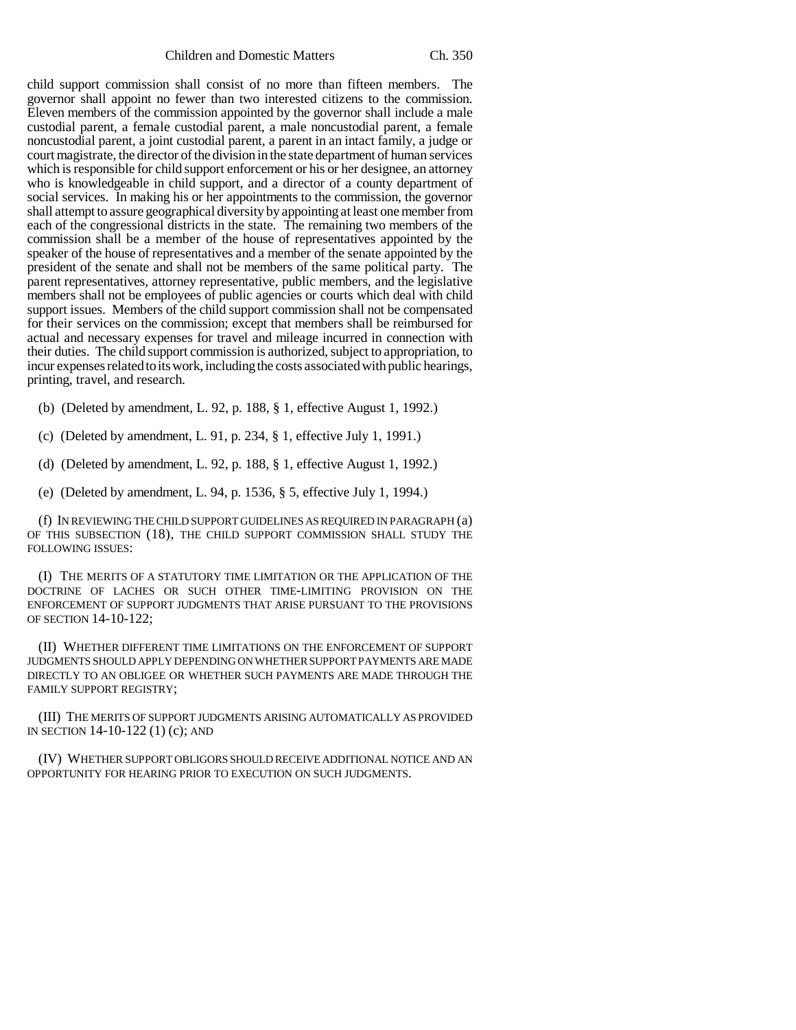child support commission shall consist of no more than fifteen members. The governor shall appoint no fewer than two interested citizens to the commission. Eleven members of the commission appointed by the governor shall include a male custodial parent, a female custodial parent, a male noncustodial parent, a female noncustodial parent, a joint custodial parent, a parent in an intact family, a judge or court magistrate, the director of the division in the state department of human services which is responsible for child support enforcement or his or her designee, an attorney who is knowledgeable in child support, and a director of a county department of social services. In making his or her appointments to the commission, the governor shall attempt to assure geographical diversity by appointing at least one member from each of the congressional districts in the state. The remaining two members of the commission shall be a member of the house of representatives appointed by the speaker of the house of representatives and a member of the senate appointed by the president of the senate and shall not be members of the same political party. The parent representatives, attorney representative, public members, and the legislative members shall not be employees of public agencies or courts which deal with child support issues. Members of the child support commission shall not be compensated for their services on the commission; except that members shall be reimbursed for actual and necessary expenses for travel and mileage incurred in connection with their duties. The child support commission is authorized, subject to appropriation, to incur expenses related to its work, including the costs associated with public hearings, printing, travel, and research.

(b) (Deleted by amendment, L. 92, p. 188, § 1, effective August 1, 1992.)

(c) (Deleted by amendment, L. 91, p. 234, § 1, effective July 1, 1991.)

(d) (Deleted by amendment, L. 92, p. 188, § 1, effective August 1, 1992.)

(e) (Deleted by amendment, L. 94, p. 1536, § 5, effective July 1, 1994.)

(f) IN REVIEWING THE CHILD SUPPORT GUIDELINES AS REQUIRED IN PARAGRAPH (a) OF THIS SUBSECTION (18), THE CHILD SUPPORT COMMISSION SHALL STUDY THE FOLLOWING ISSUES:

(I) THE MERITS OF A STATUTORY TIME LIMITATION OR THE APPLICATION OF THE DOCTRINE OF LACHES OR SUCH OTHER TIME-LIMITING PROVISION ON THE ENFORCEMENT OF SUPPORT JUDGMENTS THAT ARISE PURSUANT TO THE PROVISIONS OF SECTION 14-10-122;

(II) WHETHER DIFFERENT TIME LIMITATIONS ON THE ENFORCEMENT OF SUPPORT JUDGMENTS SHOULD APPLY DEPENDING ON WHETHER SUPPORT PAYMENTS ARE MADE DIRECTLY TO AN OBLIGEE OR WHETHER SUCH PAYMENTS ARE MADE THROUGH THE FAMILY SUPPORT REGISTRY;

(III) THE MERITS OF SUPPORT JUDGMENTS ARISING AUTOMATICALLY AS PROVIDED IN SECTION 14-10-122 (1) (c); AND

(IV) WHETHER SUPPORT OBLIGORS SHOULD RECEIVE ADDITIONAL NOTICE AND AN OPPORTUNITY FOR HEARING PRIOR TO EXECUTION ON SUCH JUDGMENTS.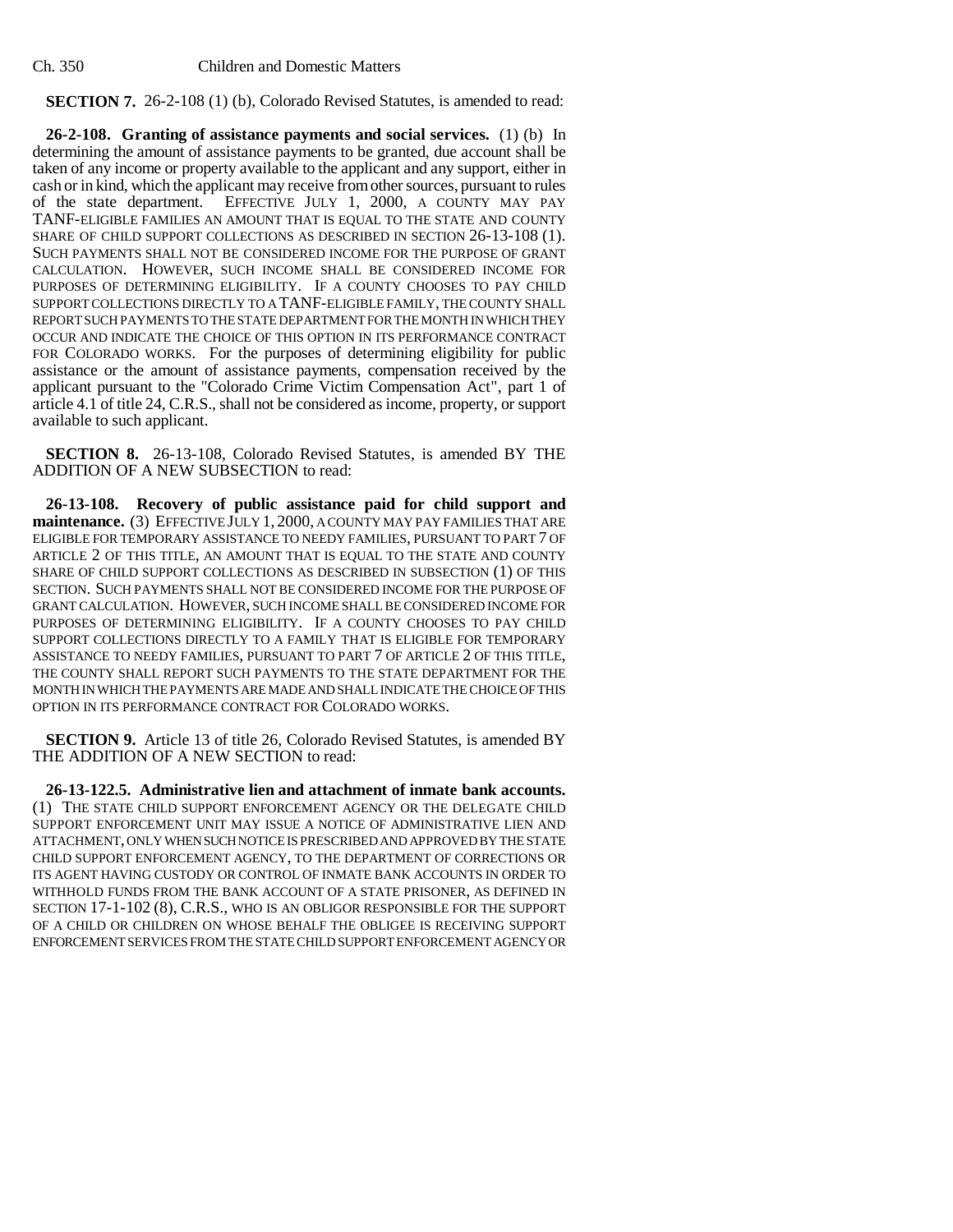**SECTION 7.** 26-2-108 (1) (b), Colorado Revised Statutes, is amended to read:

**26-2-108. Granting of assistance payments and social services.** (1) (b) In determining the amount of assistance payments to be granted, due account shall be taken of any income or property available to the applicant and any support, either in cash or in kind, which the applicant may receive from other sources, pursuant to rules of the state department. EFFECTIVE JULY 1, 2000, A COUNTY MAY PAY TANF-ELIGIBLE FAMILIES AN AMOUNT THAT IS EQUAL TO THE STATE AND COUNTY SHARE OF CHILD SUPPORT COLLECTIONS AS DESCRIBED IN SECTION 26-13-108 (1). SUCH PAYMENTS SHALL NOT BE CONSIDERED INCOME FOR THE PURPOSE OF GRANT CALCULATION. HOWEVER, SUCH INCOME SHALL BE CONSIDERED INCOME FOR PURPOSES OF DETERMINING ELIGIBILITY. IF A COUNTY CHOOSES TO PAY CHILD SUPPORT COLLECTIONS DIRECTLY TO A TANF-ELIGIBLE FAMILY, THE COUNTY SHALL REPORT SUCH PAYMENTS TO THE STATE DEPARTMENT FOR THE MONTH IN WHICH THEY OCCUR AND INDICATE THE CHOICE OF THIS OPTION IN ITS PERFORMANCE CONTRACT FOR COLORADO WORKS. For the purposes of determining eligibility for public assistance or the amount of assistance payments, compensation received by the applicant pursuant to the "Colorado Crime Victim Compensation Act", part 1 of article 4.1 of title 24, C.R.S., shall not be considered as income, property, or support available to such applicant.

**SECTION 8.** 26-13-108, Colorado Revised Statutes, is amended BY THE ADDITION OF A NEW SUBSECTION to read:

**26-13-108. Recovery of public assistance paid for child support and maintenance.** (3) EFFECTIVE JULY 1, 2000, A COUNTY MAY PAY FAMILIES THAT ARE ELIGIBLE FOR TEMPORARY ASSISTANCE TO NEEDY FAMILIES, PURSUANT TO PART 7 OF ARTICLE 2 OF THIS TITLE, AN AMOUNT THAT IS EQUAL TO THE STATE AND COUNTY SHARE OF CHILD SUPPORT COLLECTIONS AS DESCRIBED IN SUBSECTION (1) OF THIS SECTION. SUCH PAYMENTS SHALL NOT BE CONSIDERED INCOME FOR THE PURPOSE OF GRANT CALCULATION. HOWEVER, SUCH INCOME SHALL BE CONSIDERED INCOME FOR PURPOSES OF DETERMINING ELIGIBILITY. IF A COUNTY CHOOSES TO PAY CHILD SUPPORT COLLECTIONS DIRECTLY TO A FAMILY THAT IS ELIGIBLE FOR TEMPORARY ASSISTANCE TO NEEDY FAMILIES, PURSUANT TO PART 7 OF ARTICLE 2 OF THIS TITLE, THE COUNTY SHALL REPORT SUCH PAYMENTS TO THE STATE DEPARTMENT FOR THE MONTH IN WHICH THE PAYMENTS ARE MADE AND SHALL INDICATE THE CHOICE OF THIS OPTION IN ITS PERFORMANCE CONTRACT FOR COLORADO WORKS.

**SECTION 9.** Article 13 of title 26, Colorado Revised Statutes, is amended BY THE ADDITION OF A NEW SECTION to read:

**26-13-122.5. Administrative lien and attachment of inmate bank accounts.** (1) THE STATE CHILD SUPPORT ENFORCEMENT AGENCY OR THE DELEGATE CHILD SUPPORT ENFORCEMENT UNIT MAY ISSUE A NOTICE OF ADMINISTRATIVE LIEN AND ATTACHMENT, ONLY WHEN SUCH NOTICE IS PRESCRIBED AND APPROVED BY THE STATE CHILD SUPPORT ENFORCEMENT AGENCY, TO THE DEPARTMENT OF CORRECTIONS OR ITS AGENT HAVING CUSTODY OR CONTROL OF INMATE BANK ACCOUNTS IN ORDER TO WITHHOLD FUNDS FROM THE BANK ACCOUNT OF A STATE PRISONER, AS DEFINED IN SECTION 17-1-102 (8), C.R.S., WHO IS AN OBLIGOR RESPONSIBLE FOR THE SUPPORT OF A CHILD OR CHILDREN ON WHOSE BEHALF THE OBLIGEE IS RECEIVING SUPPORT ENFORCEMENT SERVICES FROM THE STATE CHILD SUPPORT ENFORCEMENT AGENCY OR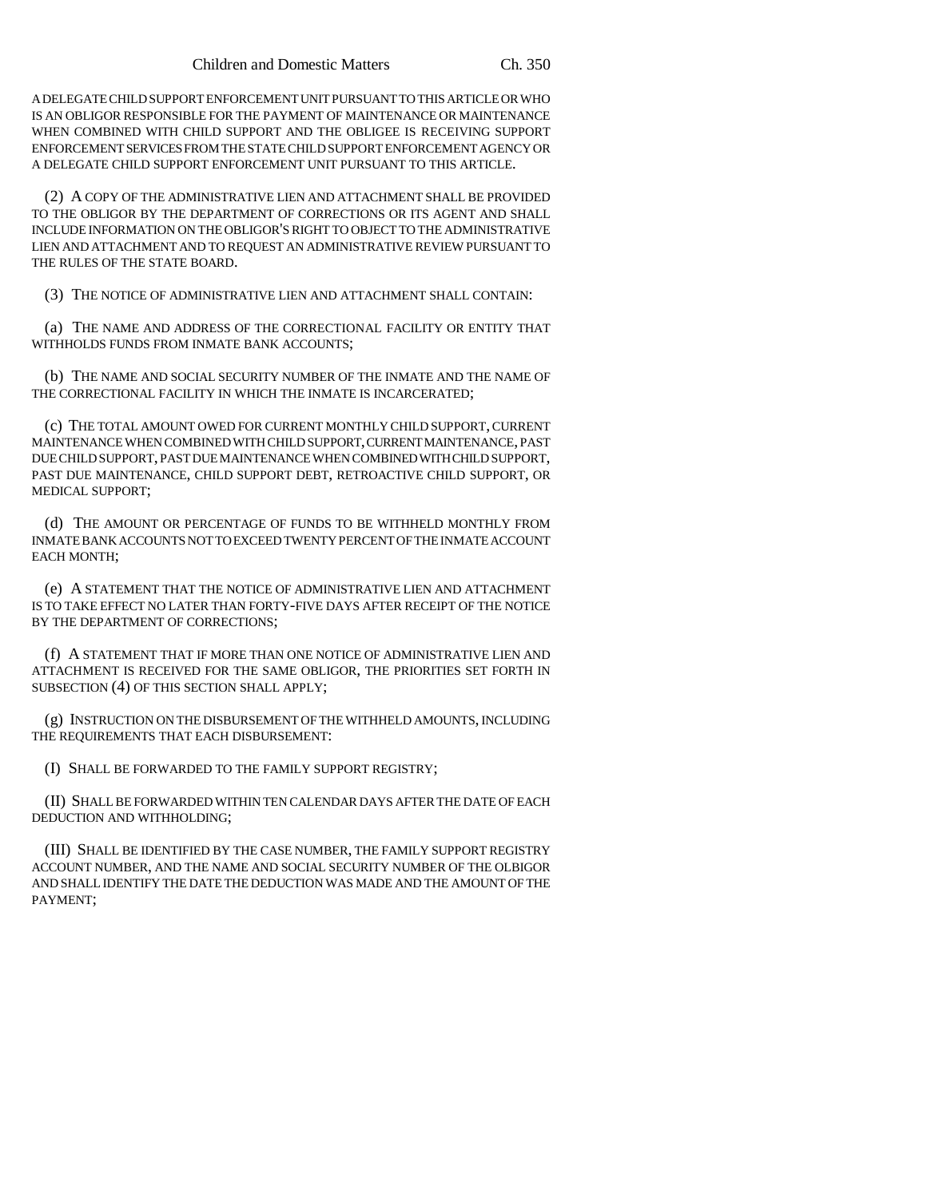A DELEGATE CHILD SUPPORT ENFORCEMENT UNIT PURSUANT TO THIS ARTICLE OR WHO IS AN OBLIGOR RESPONSIBLE FOR THE PAYMENT OF MAINTENANCE OR MAINTENANCE WHEN COMBINED WITH CHILD SUPPORT AND THE OBLIGEE IS RECEIVING SUPPORT ENFORCEMENT SERVICES FROM THE STATE CHILD SUPPORT ENFORCEMENT AGENCY OR A DELEGATE CHILD SUPPORT ENFORCEMENT UNIT PURSUANT TO THIS ARTICLE.

(2) A COPY OF THE ADMINISTRATIVE LIEN AND ATTACHMENT SHALL BE PROVIDED TO THE OBLIGOR BY THE DEPARTMENT OF CORRECTIONS OR ITS AGENT AND SHALL INCLUDE INFORMATION ON THE OBLIGOR'S RIGHT TO OBJECT TO THE ADMINISTRATIVE LIEN AND ATTACHMENT AND TO REQUEST AN ADMINISTRATIVE REVIEW PURSUANT TO THE RULES OF THE STATE BOARD.

(3) THE NOTICE OF ADMINISTRATIVE LIEN AND ATTACHMENT SHALL CONTAIN:

(a) THE NAME AND ADDRESS OF THE CORRECTIONAL FACILITY OR ENTITY THAT WITHHOLDS FUNDS FROM INMATE BANK ACCOUNTS;

(b) THE NAME AND SOCIAL SECURITY NUMBER OF THE INMATE AND THE NAME OF THE CORRECTIONAL FACILITY IN WHICH THE INMATE IS INCARCERATED;

(c) THE TOTAL AMOUNT OWED FOR CURRENT MONTHLY CHILD SUPPORT, CURRENT MAINTENANCE WHEN COMBINED WITH CHILD SUPPORT, CURRENT MAINTENANCE, PAST DUE CHILD SUPPORT, PAST DUE MAINTENANCE WHEN COMBINED WITH CHILD SUPPORT, PAST DUE MAINTENANCE, CHILD SUPPORT DEBT, RETROACTIVE CHILD SUPPORT, OR MEDICAL SUPPORT;

(d) THE AMOUNT OR PERCENTAGE OF FUNDS TO BE WITHHELD MONTHLY FROM INMATE BANK ACCOUNTS NOT TO EXCEED TWENTY PERCENT OF THE INMATE ACCOUNT EACH MONTH;

(e) A STATEMENT THAT THE NOTICE OF ADMINISTRATIVE LIEN AND ATTACHMENT IS TO TAKE EFFECT NO LATER THAN FORTY-FIVE DAYS AFTER RECEIPT OF THE NOTICE BY THE DEPARTMENT OF CORRECTIONS;

(f) A STATEMENT THAT IF MORE THAN ONE NOTICE OF ADMINISTRATIVE LIEN AND ATTACHMENT IS RECEIVED FOR THE SAME OBLIGOR, THE PRIORITIES SET FORTH IN SUBSECTION (4) OF THIS SECTION SHALL APPLY;

(g) INSTRUCTION ON THE DISBURSEMENT OF THE WITHHELD AMOUNTS, INCLUDING THE REQUIREMENTS THAT EACH DISBURSEMENT:

(I) SHALL BE FORWARDED TO THE FAMILY SUPPORT REGISTRY;

(II) SHALL BE FORWARDED WITHIN TEN CALENDAR DAYS AFTER THE DATE OF EACH DEDUCTION AND WITHHOLDING;

(III) SHALL BE IDENTIFIED BY THE CASE NUMBER, THE FAMILY SUPPORT REGISTRY ACCOUNT NUMBER, AND THE NAME AND SOCIAL SECURITY NUMBER OF THE OLBIGOR AND SHALL IDENTIFY THE DATE THE DEDUCTION WAS MADE AND THE AMOUNT OF THE PAYMENT;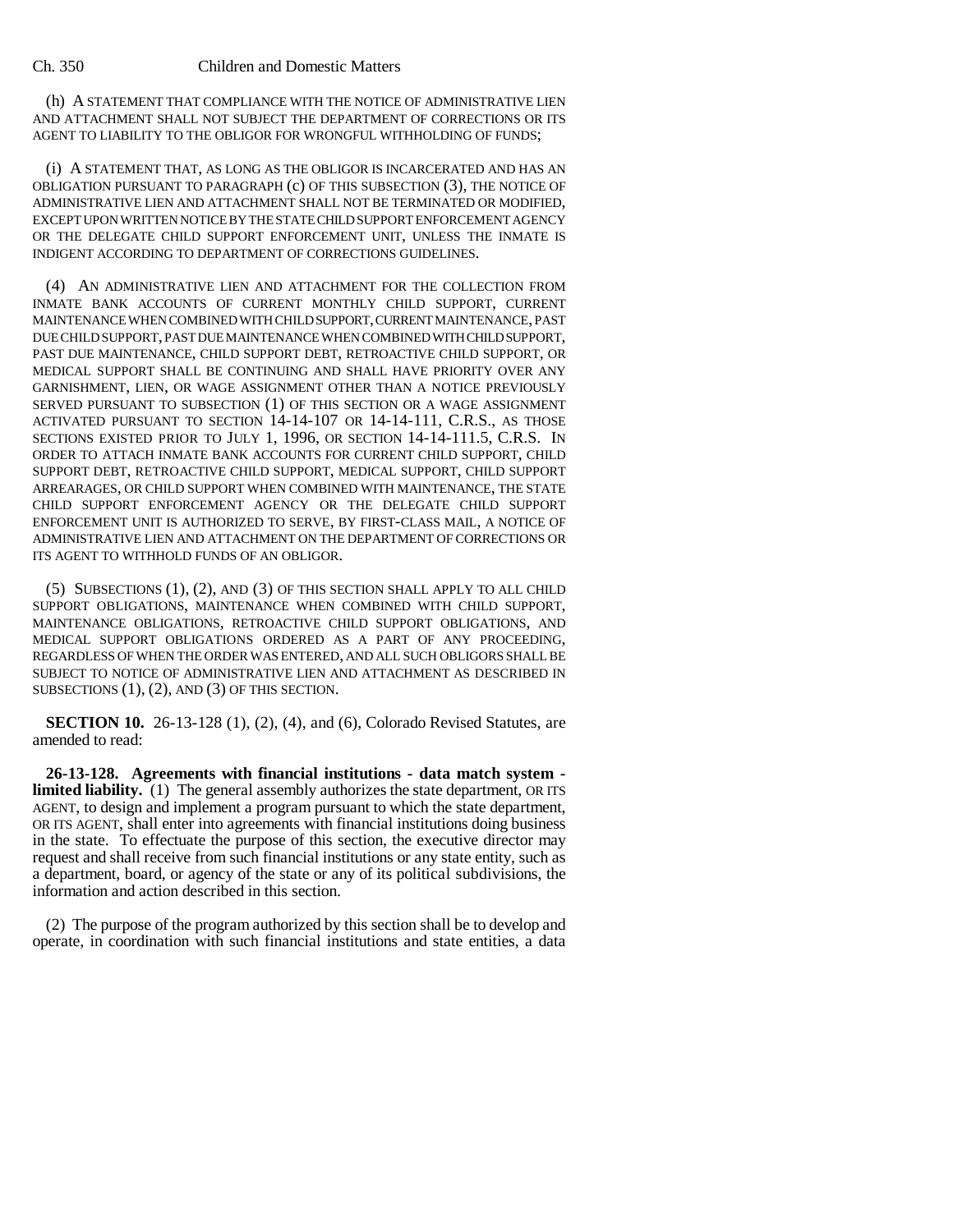(h) A STATEMENT THAT COMPLIANCE WITH THE NOTICE OF ADMINISTRATIVE LIEN AND ATTACHMENT SHALL NOT SUBJECT THE DEPARTMENT OF CORRECTIONS OR ITS AGENT TO LIABILITY TO THE OBLIGOR FOR WRONGFUL WITHHOLDING OF FUNDS;

(i) A STATEMENT THAT, AS LONG AS THE OBLIGOR IS INCARCERATED AND HAS AN OBLIGATION PURSUANT TO PARAGRAPH (c) OF THIS SUBSECTION (3), THE NOTICE OF ADMINISTRATIVE LIEN AND ATTACHMENT SHALL NOT BE TERMINATED OR MODIFIED, EXCEPT UPON WRITTEN NOTICE BY THE STATE CHILD SUPPORT ENFORCEMENT AGENCY OR THE DELEGATE CHILD SUPPORT ENFORCEMENT UNIT, UNLESS THE INMATE IS INDIGENT ACCORDING TO DEPARTMENT OF CORRECTIONS GUIDELINES.

(4) AN ADMINISTRATIVE LIEN AND ATTACHMENT FOR THE COLLECTION FROM INMATE BANK ACCOUNTS OF CURRENT MONTHLY CHILD SUPPORT, CURRENT MAINTENANCE WHEN COMBINED WITH CHILD SUPPORT, CURRENT MAINTENANCE, PAST DUE CHILD SUPPORT, PAST DUE MAINTENANCE WHEN COMBINED WITH CHILD SUPPORT, PAST DUE MAINTENANCE, CHILD SUPPORT DEBT, RETROACTIVE CHILD SUPPORT, OR MEDICAL SUPPORT SHALL BE CONTINUING AND SHALL HAVE PRIORITY OVER ANY GARNISHMENT, LIEN, OR WAGE ASSIGNMENT OTHER THAN A NOTICE PREVIOUSLY SERVED PURSUANT TO SUBSECTION (1) OF THIS SECTION OR A WAGE ASSIGNMENT ACTIVATED PURSUANT TO SECTION 14-14-107 OR 14-14-111, C.R.S., AS THOSE SECTIONS EXISTED PRIOR TO JULY 1, 1996, OR SECTION 14-14-111.5, C.R.S. IN ORDER TO ATTACH INMATE BANK ACCOUNTS FOR CURRENT CHILD SUPPORT, CHILD SUPPORT DEBT, RETROACTIVE CHILD SUPPORT, MEDICAL SUPPORT, CHILD SUPPORT ARREARAGES, OR CHILD SUPPORT WHEN COMBINED WITH MAINTENANCE, THE STATE CHILD SUPPORT ENFORCEMENT AGENCY OR THE DELEGATE CHILD SUPPORT ENFORCEMENT UNIT IS AUTHORIZED TO SERVE, BY FIRST-CLASS MAIL, A NOTICE OF ADMINISTRATIVE LIEN AND ATTACHMENT ON THE DEPARTMENT OF CORRECTIONS OR ITS AGENT TO WITHHOLD FUNDS OF AN OBLIGOR.

(5) SUBSECTIONS (1), (2), AND (3) OF THIS SECTION SHALL APPLY TO ALL CHILD SUPPORT OBLIGATIONS, MAINTENANCE WHEN COMBINED WITH CHILD SUPPORT, MAINTENANCE OBLIGATIONS, RETROACTIVE CHILD SUPPORT OBLIGATIONS, AND MEDICAL SUPPORT OBLIGATIONS ORDERED AS A PART OF ANY PROCEEDING, REGARDLESS OF WHEN THE ORDER WAS ENTERED, AND ALL SUCH OBLIGORS SHALL BE SUBJECT TO NOTICE OF ADMINISTRATIVE LIEN AND ATTACHMENT AS DESCRIBED IN SUBSECTIONS (1), (2), AND (3) OF THIS SECTION.

**SECTION 10.** 26-13-128 (1), (2), (4), and (6), Colorado Revised Statutes, are amended to read:

**26-13-128. Agreements with financial institutions - data match system - limited liability.** (1) The general assembly authorizes the state department, OR ITS AGENT, to design and implement a program pursuant to which the state department, OR ITS AGENT, shall enter into agreements with financial institutions doing business in the state. To effectuate the purpose of this section, the executive director may request and shall receive from such financial institutions or any state entity, such as a department, board, or agency of the state or any of its political subdivisions, the information and action described in this section.

(2) The purpose of the program authorized by this section shall be to develop and operate, in coordination with such financial institutions and state entities, a data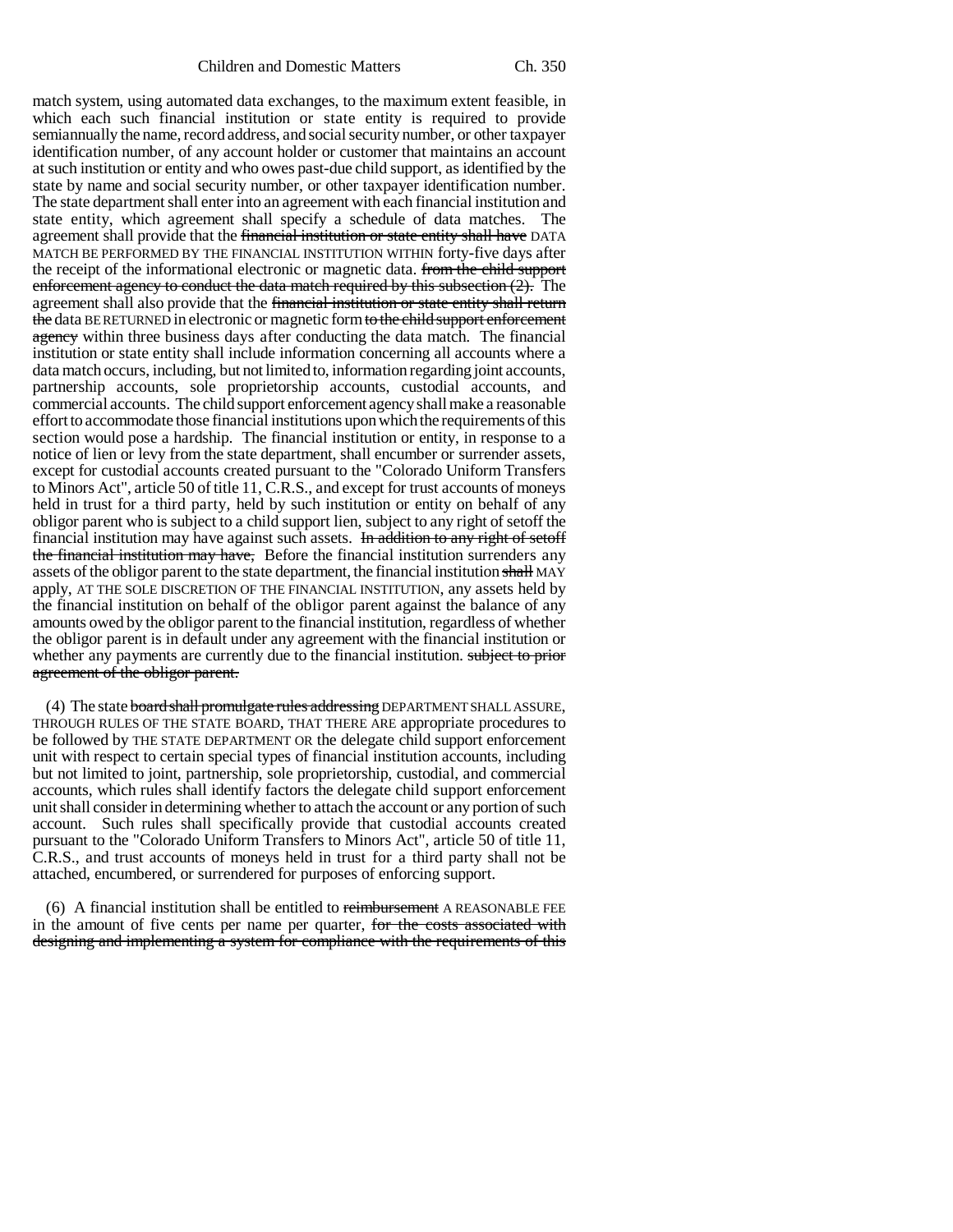match system, using automated data exchanges, to the maximum extent feasible, in which each such financial institution or state entity is required to provide semiannually the name, record address, and social security number, or other taxpayer identification number, of any account holder or customer that maintains an account at such institution or entity and who owes past-due child support, as identified by the state by name and social security number, or other taxpayer identification number. The state department shall enter into an agreement with each financial institution and state entity, which agreement shall specify a schedule of data matches. The agreement shall provide that the ~~financial institution or state entity shall have~~ DATA MATCH BE PERFORMED BY THE FINANCIAL INSTITUTION WITHIN forty-five days after the receipt of the informational electronic or magnetic data. ~~from the child support enforcement agency to conduct the data match required by this subsection (2).~~ The agreement shall also provide that the ~~financial institution or state entity shall return the~~ data BE RETURNED in electronic or magnetic form ~~to the child support enforcement agency~~ within three business days after conducting the data match. The financial institution or state entity shall include information concerning all accounts where a data match occurs, including, but not limited to, information regarding joint accounts, partnership accounts, sole proprietorship accounts, custodial accounts, and commercial accounts. The child support enforcement agency shall make a reasonable effort to accommodate those financial institutions upon which the requirements of this section would pose a hardship. The financial institution or entity, in response to a notice of lien or levy from the state department, shall encumber or surrender assets, except for custodial accounts created pursuant to the "Colorado Uniform Transfers to Minors Act", article 50 of title 11, C.R.S., and except for trust accounts of moneys held in trust for a third party, held by such institution or entity on behalf of any obligor parent who is subject to a child support lien, subject to any right of setoff the financial institution may have against such assets. ~~In addition to any right of setoff the financial institution may have,~~ Before the financial institution surrenders any assets of the obligor parent to the state department, the financial institution ~~shall~~ MAY apply, AT THE SOLE DISCRETION OF THE FINANCIAL INSTITUTION, any assets held by the financial institution on behalf of the obligor parent against the balance of any amounts owed by the obligor parent to the financial institution, regardless of whether the obligor parent is in default under any agreement with the financial institution or whether any payments are currently due to the financial institution. ~~subject to prior agreement of the obligor parent.~~

(4) The state ~~board shall promulgate rules addressing~~ DEPARTMENT SHALL ASSURE, THROUGH RULES OF THE STATE BOARD, THAT THERE ARE appropriate procedures to be followed by THE STATE DEPARTMENT OR the delegate child support enforcement unit with respect to certain special types of financial institution accounts, including but not limited to joint, partnership, sole proprietorship, custodial, and commercial accounts, which rules shall identify factors the delegate child support enforcement unit shall consider in determining whether to attach the account or any portion of such account. Such rules shall specifically provide that custodial accounts created pursuant to the "Colorado Uniform Transfers to Minors Act", article 50 of title 11, C.R.S., and trust accounts of moneys held in trust for a third party shall not be attached, encumbered, or surrendered for purposes of enforcing support.

(6) A financial institution shall be entitled to ~~reimbursement~~ A REASONABLE FEE in the amount of five cents per name per quarter, ~~for the costs associated with designing and implementing a system for compliance with the requirements of this~~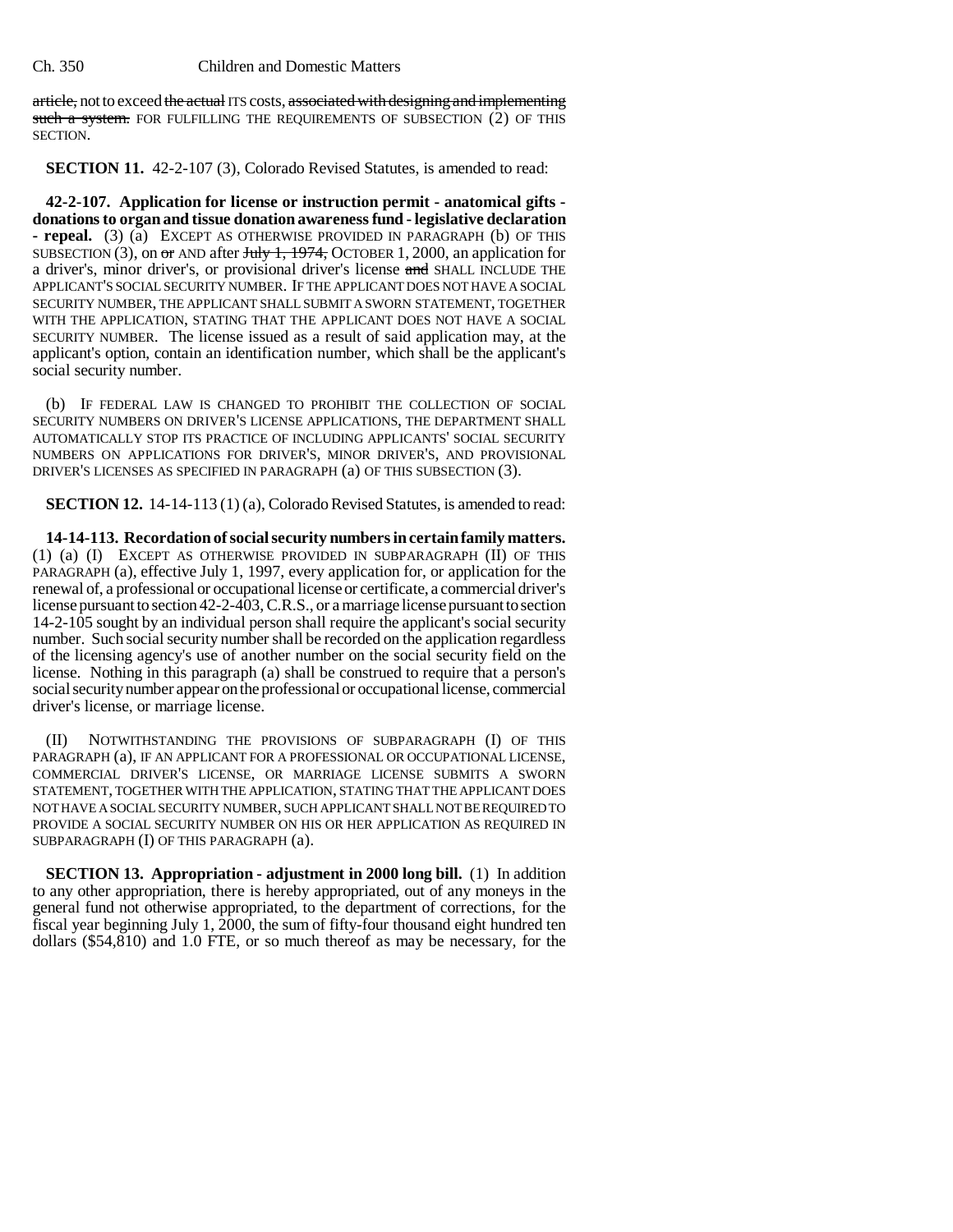article, not to exceed the actual ITS costs, associated with designing and implementing such a system. FOR FULFILLING THE REQUIREMENTS OF SUBSECTION (2) OF THIS SECTION.

**SECTION 11.** 42-2-107 (3), Colorado Revised Statutes, is amended to read:

**42-2-107. Application for license or instruction permit - anatomical gifts - donations to organ and tissue donation awareness fund - legislative declaration - repeal.** (3) (a) EXCEPT AS OTHERWISE PROVIDED IN PARAGRAPH (b) OF THIS SUBSECTION (3), on or AND after July 1, 1974, OCTOBER 1, 2000, an application for a driver's, minor driver's, or provisional driver's license and SHALL INCLUDE THE APPLICANT'S SOCIAL SECURITY NUMBER. IF THE APPLICANT DOES NOT HAVE A SOCIAL SECURITY NUMBER, THE APPLICANT SHALL SUBMIT A SWORN STATEMENT, TOGETHER WITH THE APPLICATION, STATING THAT THE APPLICANT DOES NOT HAVE A SOCIAL SECURITY NUMBER. The license issued as a result of said application may, at the applicant's option, contain an identification number, which shall be the applicant's social security number.

(b) IF FEDERAL LAW IS CHANGED TO PROHIBIT THE COLLECTION OF SOCIAL SECURITY NUMBERS ON DRIVER'S LICENSE APPLICATIONS, THE DEPARTMENT SHALL AUTOMATICALLY STOP ITS PRACTICE OF INCLUDING APPLICANTS' SOCIAL SECURITY NUMBERS ON APPLICATIONS FOR DRIVER'S, MINOR DRIVER'S, AND PROVISIONAL DRIVER'S LICENSES AS SPECIFIED IN PARAGRAPH (a) OF THIS SUBSECTION (3).

**SECTION 12.** 14-14-113 (1) (a), Colorado Revised Statutes, is amended to read:

**14-14-113. Recordation of social security numbers in certain family matters.** (1) (a) (I) EXCEPT AS OTHERWISE PROVIDED IN SUBPARAGRAPH (II) OF THIS PARAGRAPH (a), effective July 1, 1997, every application for, or application for the renewal of, a professional or occupational license or certificate, a commercial driver's license pursuant to section 42-2-403, C.R.S., or a marriage license pursuant to section 14-2-105 sought by an individual person shall require the applicant's social security number. Such social security number shall be recorded on the application regardless of the licensing agency's use of another number on the social security field on the license. Nothing in this paragraph (a) shall be construed to require that a person's social security number appear on the professional or occupational license, commercial driver's license, or marriage license.

(II) NOTWITHSTANDING THE PROVISIONS OF SUBPARAGRAPH (I) OF THIS PARAGRAPH (a), IF AN APPLICANT FOR A PROFESSIONAL OR OCCUPATIONAL LICENSE, COMMERCIAL DRIVER'S LICENSE, OR MARRIAGE LICENSE SUBMITS A SWORN STATEMENT, TOGETHER WITH THE APPLICATION, STATING THAT THE APPLICANT DOES NOT HAVE A SOCIAL SECURITY NUMBER, SUCH APPLICANT SHALL NOT BE REQUIRED TO PROVIDE A SOCIAL SECURITY NUMBER ON HIS OR HER APPLICATION AS REQUIRED IN SUBPARAGRAPH (I) OF THIS PARAGRAPH (a).

**SECTION 13. Appropriation - adjustment in 2000 long bill.** (1) In addition to any other appropriation, there is hereby appropriated, out of any moneys in the general fund not otherwise appropriated, to the department of corrections, for the fiscal year beginning July 1, 2000, the sum of fifty-four thousand eight hundred ten dollars ($54,810) and 1.0 FTE, or so much thereof as may be necessary, for the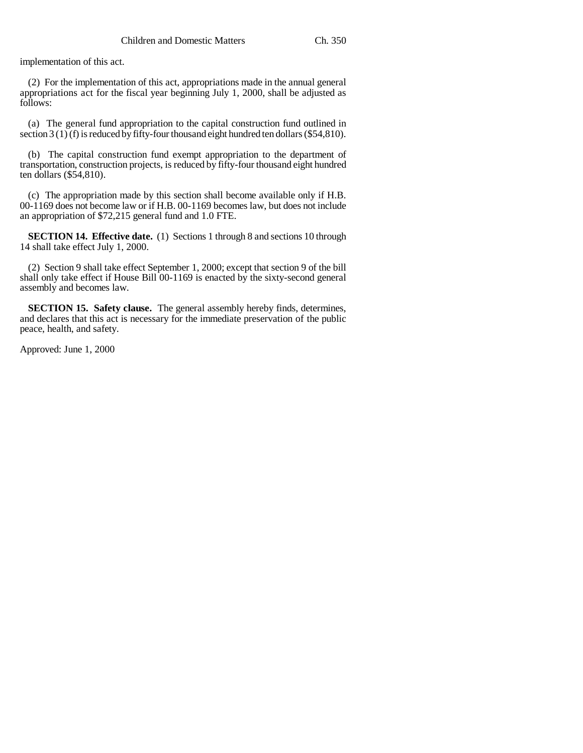implementation of this act.

(2) For the implementation of this act, appropriations made in the annual general appropriations act for the fiscal year beginning July 1, 2000, shall be adjusted as follows:

(a) The general fund appropriation to the capital construction fund outlined in section 3 (1) (f) is reduced by fifty-four thousand eight hundred ten dollars ($54,810).

(b) The capital construction fund exempt appropriation to the department of transportation, construction projects, is reduced by fifty-four thousand eight hundred ten dollars ($54,810).

(c) The appropriation made by this section shall become available only if H.B. 00-1169 does not become law or if H.B. 00-1169 becomes law, but does not include an appropriation of $72,215 general fund and 1.0 FTE.

**SECTION 14. Effective date.** (1) Sections 1 through 8 and sections 10 through 14 shall take effect July 1, 2000.

(2) Section 9 shall take effect September 1, 2000; except that section 9 of the bill shall only take effect if House Bill 00-1169 is enacted by the sixty-second general assembly and becomes law.

**SECTION 15. Safety clause.** The general assembly hereby finds, determines, and declares that this act is necessary for the immediate preservation of the public peace, health, and safety.

Approved: June 1, 2000